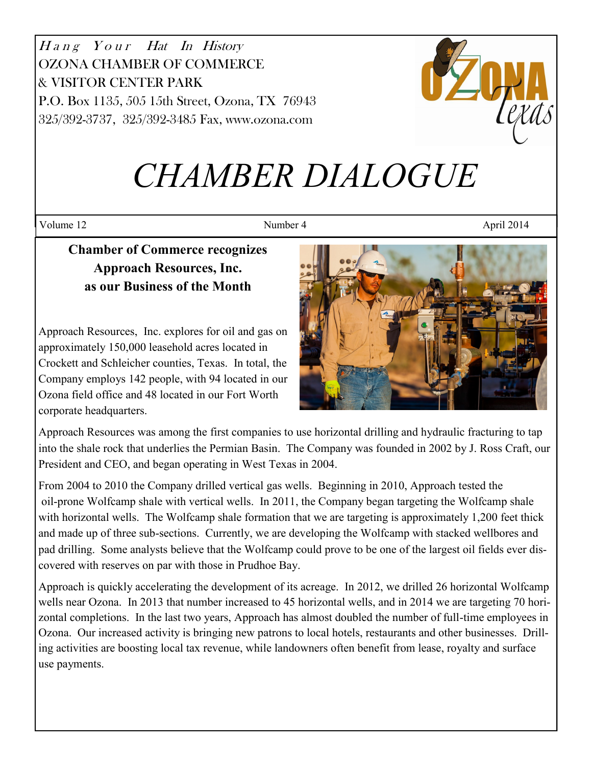*Hang Your Hat In History*

OZONA CHAMBER OF COMMERCE
& VISITOR CENTER PARK
P.O. Box 1135, 505 15th Street, Ozona, TX 76943
325/392-3737, 325/392-3485 Fax, www.ozona.com

# *CHAMBER DIALOGUE*

Volume 12 | Number 4 | April 2014

## Chamber of Commerce recognizes Approach Resources, Inc. as our Business of the Month

Approach Resources, Inc. explores for oil and gas on approximately 150,000 leasehold acres located in Crockett and Schleicher counties, Texas. In total, the Company employs 142 people, with 94 located in our Ozona field office and 48 located in our Fort Worth corporate headquarters.

Approach Resources was among the first companies to use horizontal drilling and hydraulic fracturing to tap into the shale rock that underlies the Permian Basin. The Company was founded in 2002 by J. Ross Craft, our President and CEO, and began operating in West Texas in 2004.

From 2004 to 2010 the Company drilled vertical gas wells. Beginning in 2010, Approach tested the oil-prone Wolfcamp shale with vertical wells. In 2011, the Company began targeting the Wolfcamp shale with horizontal wells. The Wolfcamp shale formation that we are targeting is approximately 1,200 feet thick and made up of three sub-sections. Currently, we are developing the Wolfcamp with stacked wellbores and pad drilling. Some analysts believe that the Wolfcamp could prove to be one of the largest oil fields ever discovered with reserves on par with those in Prudhoe Bay.

Approach is quickly accelerating the development of its acreage. In 2012, we drilled 26 horizontal Wolfcamp wells near Ozona. In 2013 that number increased to 45 horizontal wells, and in 2014 we are targeting 70 horizontal completions. In the last two years, Approach has almost doubled the number of full-time employees in Ozona. Our increased activity is bringing new patrons to local hotels, restaurants and other businesses. Drilling activities are boosting local tax revenue, while landowners often benefit from lease, royalty and surface use payments.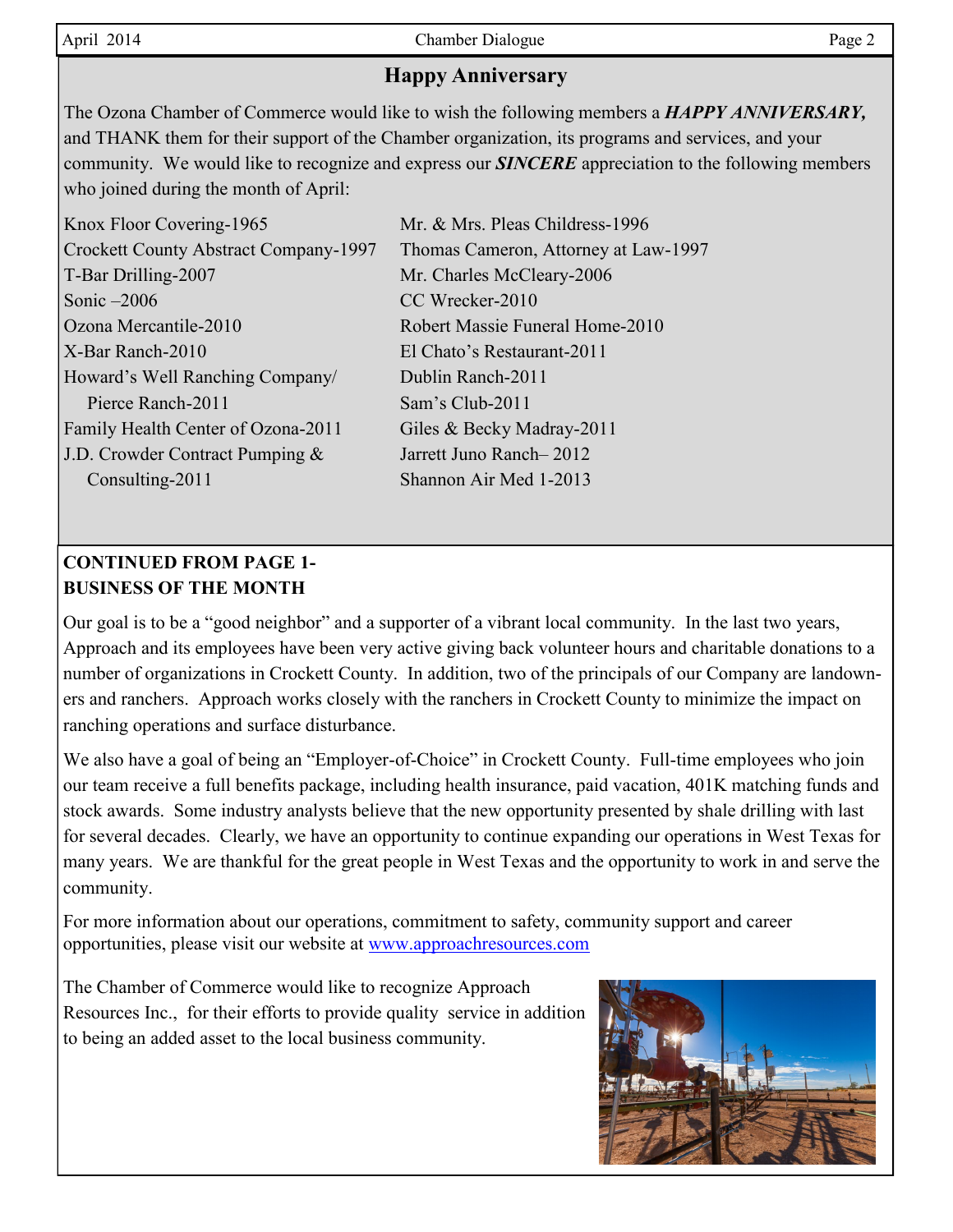## Happy Anniversary

The Ozona Chamber of Commerce would like to wish the following members a ***HAPPY ANNIVERSARY,*** and THANK them for their support of the Chamber organization, its programs and services, and your community. We would like to recognize and express our ***SINCERE*** appreciation to the following members who joined during the month of April:

Knox Floor Covering-1965
Crockett County Abstract Company-1997
T-Bar Drilling-2007
Sonic –2006
Ozona Mercantile-2010
X-Bar Ranch-2010
Howard's Well Ranching Company/ Pierce Ranch-2011
Family Health Center of Ozona-2011
J.D. Crowder Contract Pumping & Consulting-2011
Mr. & Mrs. Pleas Childress-1996
Thomas Cameron, Attorney at Law-1997
Mr. Charles McCleary-2006
CC Wrecker-2010
Robert Massie Funeral Home-2010
El Chato's Restaurant-2011
Dublin Ranch-2011
Sam's Club-2011
Giles & Becky Madray-2011
Jarrett Juno Ranch– 2012
Shannon Air Med 1-2013

**CONTINUED FROM PAGE 1-**
**BUSINESS OF THE MONTH**

Our goal is to be a "good neighbor" and a supporter of a vibrant local community. In the last two years, Approach and its employees have been very active giving back volunteer hours and charitable donations to a number of organizations in Crockett County. In addition, two of the principals of our Company are landowners and ranchers. Approach works closely with the ranchers in Crockett County to minimize the impact on ranching operations and surface disturbance.

We also have a goal of being an "Employer-of-Choice" in Crockett County. Full-time employees who join our team receive a full benefits package, including health insurance, paid vacation, 401K matching funds and stock awards. Some industry analysts believe that the new opportunity presented by shale drilling with last for several decades. Clearly, we have an opportunity to continue expanding our operations in West Texas for many years. We are thankful for the great people in West Texas and the opportunity to work in and serve the community.

For more information about our operations, commitment to safety, community support and career opportunities, please visit our website at www.approachresources.com

The Chamber of Commerce would like to recognize Approach Resources Inc., for their efforts to provide quality service in addition to being an added asset to the local business community.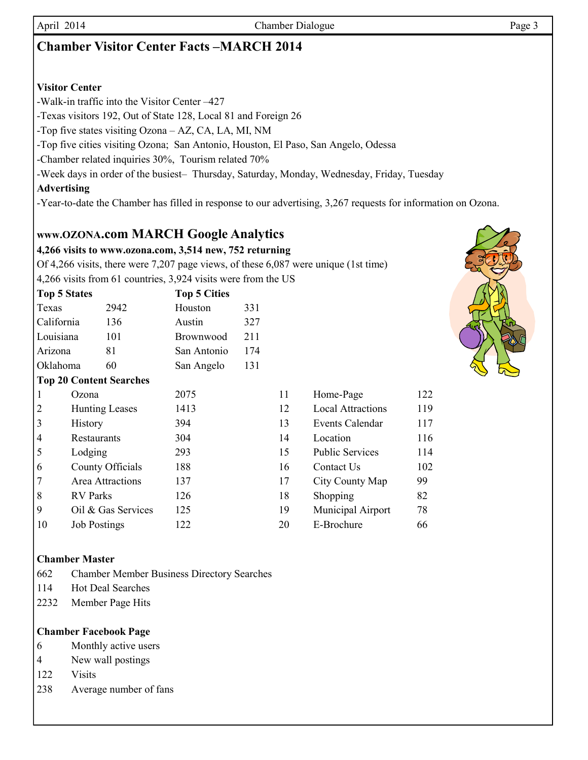# Chamber Visitor Center Facts –MARCH 2014

**Visitor Center**

-Walk-in traffic into the Visitor Center –427

-Texas visitors 192, Out of State 128, Local 81 and Foreign 26

-Top five states visiting Ozona – AZ, CA, LA, MI, NM

-Top five cities visiting Ozona; San Antonio, Houston, El Paso, San Angelo, Odessa

-Chamber related inquiries 30%, Tourism related 70%

-Week days in order of the busiest– Thursday, Saturday, Monday, Wednesday, Friday, Tuesday

**Advertising**

-Year-to-date the Chamber has filled in response to our advertising, 3,267 requests for information on Ozona.

## www.OZONA.com MARCH Google Analytics

**4,266 visits to www.ozona.com, 3,514 new, 752 returning**

Of 4,266 visits, there were 7,207 page views, of these 6,087 were unique (1st time)

4,266 visits from 61 countries, 3,924 visits were from the US

| Top 5 States | | Top 5 Cities | |
|---|---|---|---|
| Texas | 2942 | Houston | 331 |
| California | 136 | Austin | 327 |
| Louisiana | 101 | Brownwood | 211 |
| Arizona | 81 | San Antonio | 174 |
| Oklahoma | 60 | San Angelo | 131 |

**Top 20 Content Searches**

| | | | | | |
|---|---|---|---|---|---|
| 1 | Ozona | 2075 | 11 | Home-Page | 122 |
| 2 | Hunting Leases | 1413 | 12 | Local Attractions | 119 |
| 3 | History | 394 | 13 | Events Calendar | 117 |
| 4 | Restaurants | 304 | 14 | Location | 116 |
| 5 | Lodging | 293 | 15 | Public Services | 114 |
| 6 | County Officials | 188 | 16 | Contact Us | 102 |
| 7 | Area Attractions | 137 | 17 | City County Map | 99 |
| 8 | RV Parks | 126 | 18 | Shopping | 82 |
| 9 | Oil & Gas Services | 125 | 19 | Municipal Airport | 78 |
| 10 | Job Postings | 122 | 20 | E-Brochure | 66 |

**Chamber Master**

662 Chamber Member Business Directory Searches

114 Hot Deal Searches

2232 Member Page Hits

**Chamber Facebook Page**

6 Monthly active users

4 New wall postings

122 Visits

238 Average number of fans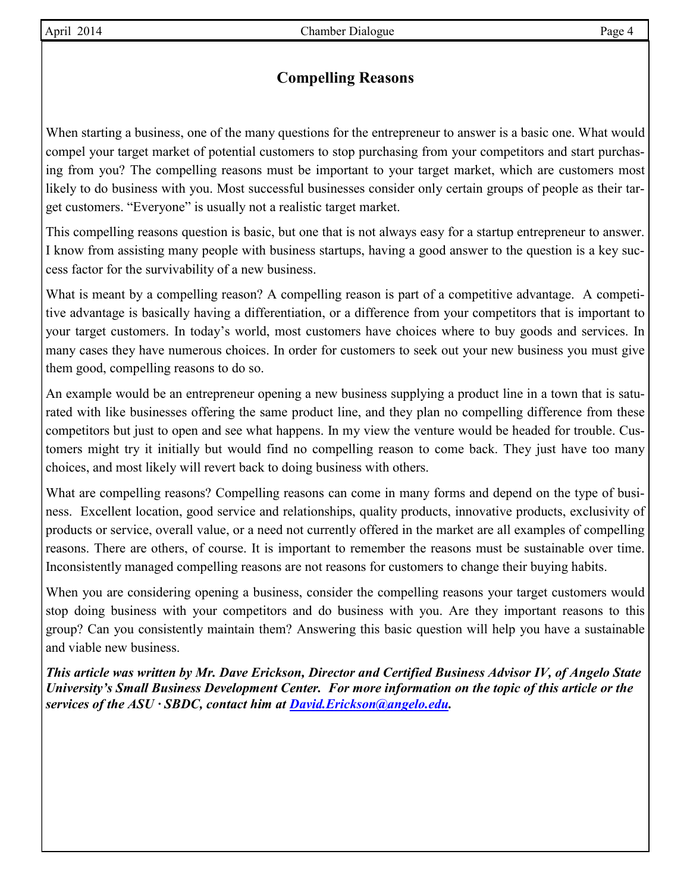# Compelling Reasons

When starting a business, one of the many questions for the entrepreneur to answer is a basic one. What would compel your target market of potential customers to stop purchasing from your competitors and start purchasing from you? The compelling reasons must be important to your target market, which are customers most likely to do business with you. Most successful businesses consider only certain groups of people as their target customers. "Everyone" is usually not a realistic target market.

This compelling reasons question is basic, but one that is not always easy for a startup entrepreneur to answer. I know from assisting many people with business startups, having a good answer to the question is a key success factor for the survivability of a new business.

What is meant by a compelling reason? A compelling reason is part of a competitive advantage. A competitive advantage is basically having a differentiation, or a difference from your competitors that is important to your target customers. In today's world, most customers have choices where to buy goods and services. In many cases they have numerous choices. In order for customers to seek out your new business you must give them good, compelling reasons to do so.

An example would be an entrepreneur opening a new business supplying a product line in a town that is saturated with like businesses offering the same product line, and they plan no compelling difference from these competitors but just to open and see what happens. In my view the venture would be headed for trouble. Customers might try it initially but would find no compelling reason to come back. They just have too many choices, and most likely will revert back to doing business with others.

What are compelling reasons? Compelling reasons can come in many forms and depend on the type of business. Excellent location, good service and relationships, quality products, innovative products, exclusivity of products or service, overall value, or a need not currently offered in the market are all examples of compelling reasons. There are others, of course. It is important to remember the reasons must be sustainable over time. Inconsistently managed compelling reasons are not reasons for customers to change their buying habits.

When you are considering opening a business, consider the compelling reasons your target customers would stop doing business with your competitors and do business with you. Are they important reasons to this group? Can you consistently maintain them? Answering this basic question will help you have a sustainable and viable new business.

***This article was written by Mr. Dave Erickson, Director and Certified Business Advisor IV, of Angelo State University's Small Business Development Center. For more information on the topic of this article or the services of the ASU · SBDC, contact him at David.Erickson@angelo.edu.***